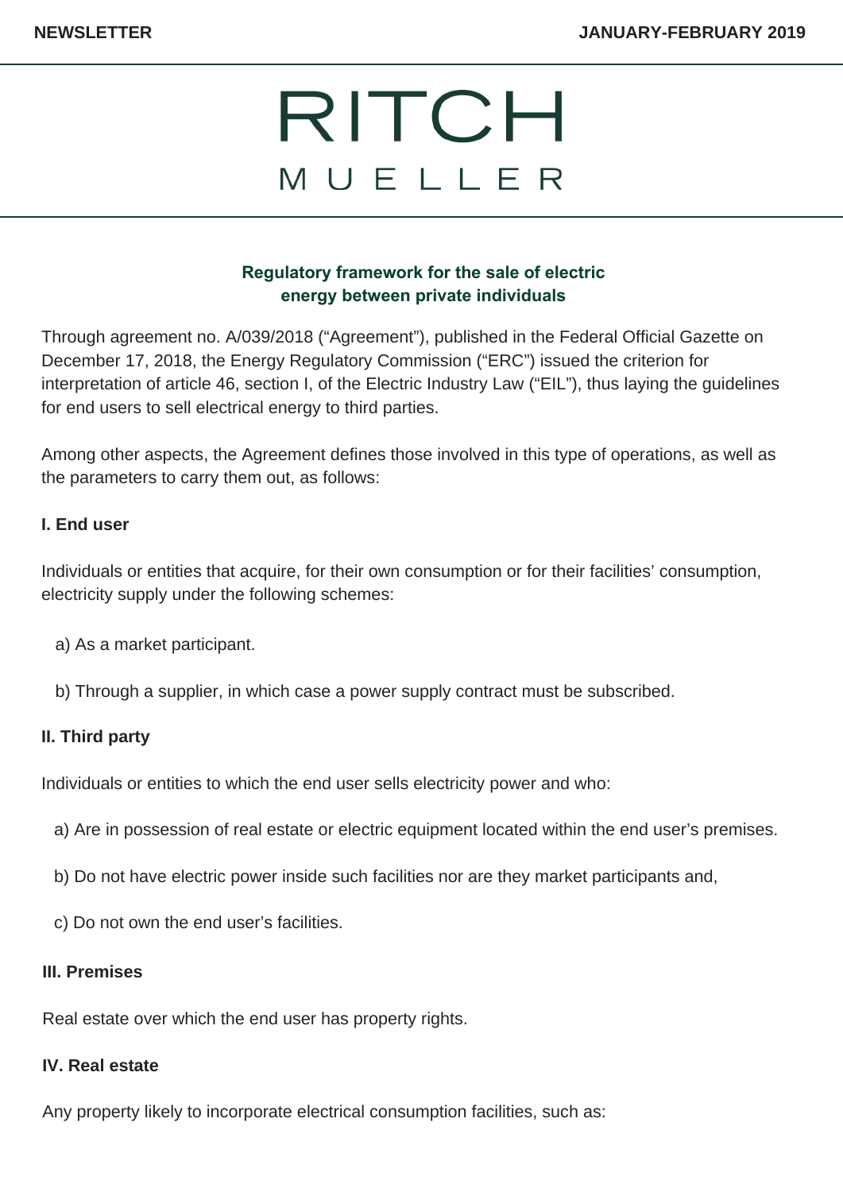# RITCH MUELLER

## Regulatory framework for the sale of electric energy between private individuals

Through agreement no. A/039/2018 ("Agreement"), published in the Federal Official Gazette on December 17, 2018, the Energy Regulatory Commission ("ERC") issued the criterion for interpretation of article 46, section I, of the Electric Industry Law ("EIL"), thus laying the guidelines for end users to sell electrical energy to third parties.

Among other aspects, the Agreement defines those involved in this type of operations, as well as the parameters to carry them out, as follows:

**I. End user**

Individuals or entities that acquire, for their own consumption or for their facilities' consumption, electricity supply under the following schemes:

a) As a market participant.

b) Through a supplier, in which case a power supply contract must be subscribed.

**II. Third party**

Individuals or entities to which the end user sells electricity power and who:

a) Are in possession of real estate or electric equipment located within the end user's premises.

b) Do not have electric power inside such facilities nor are they market participants and,

c) Do not own the end user's facilities.

**III. Premises**

Real estate over which the end user has property rights.

**IV. Real estate**

Any property likely to incorporate electrical consumption facilities, such as: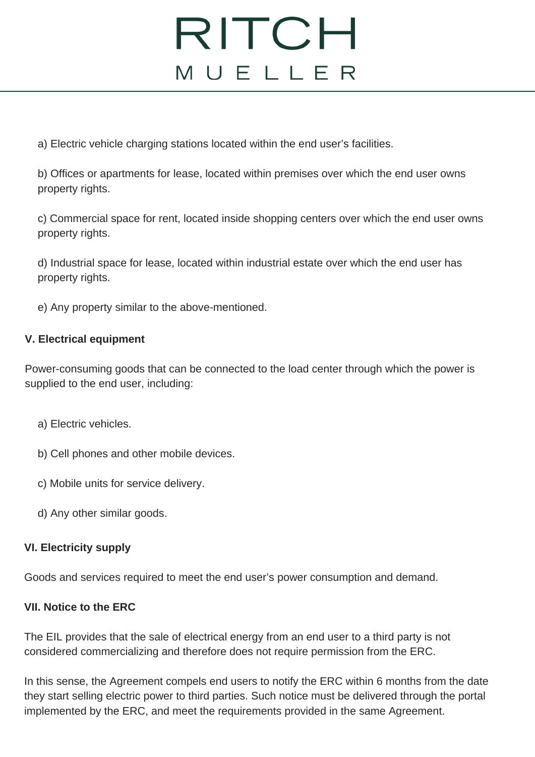a) Electric vehicle charging stations located within the end user's facilities.

b) Offices or apartments for lease, located within premises over which the end user owns property rights.

c) Commercial space for rent, located inside shopping centers over which the end user owns property rights.

d) Industrial space for lease, located within industrial estate over which the end user has property rights.

e) Any property similar to the above-mentioned.

**V. Electrical equipment**

Power-consuming goods that can be connected to the load center through which the power is supplied to the end user, including:

a) Electric vehicles.

b) Cell phones and other mobile devices.

c) Mobile units for service delivery.

d) Any other similar goods.

**VI. Electricity supply**

Goods and services required to meet the end user's power consumption and demand.

**VII. Notice to the ERC**

The EIL provides that the sale of electrical energy from an end user to a third party is not considered commercializing and therefore does not require permission from the ERC.

In this sense, the Agreement compels end users to notify the ERC within 6 months from the date they start selling electric power to third parties. Such notice must be delivered through the portal implemented by the ERC, and meet the requirements provided in the same Agreement.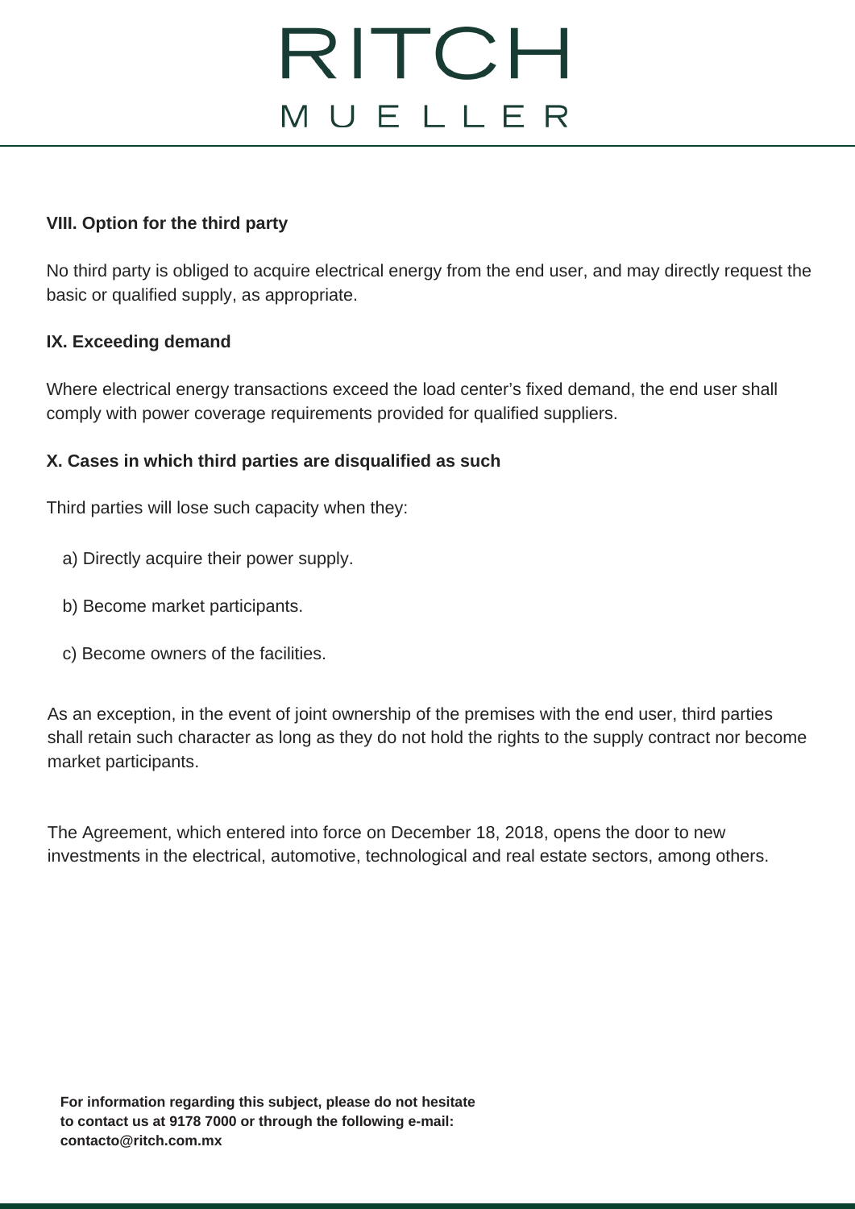**VIII. Option for the third party**

No third party is obliged to acquire electrical energy from the end user, and may directly request the basic or qualified supply, as appropriate.

**IX. Exceeding demand**

Where electrical energy transactions exceed the load center's fixed demand, the end user shall comply with power coverage requirements provided for qualified suppliers.

**X. Cases in which third parties are disqualified as such**

Third parties will lose such capacity when they:

a) Directly acquire their power supply.

b) Become market participants.

c) Become owners of the facilities.

As an exception, in the event of joint ownership of the premises with the end user, third parties shall retain such character as long as they do not hold the rights to the supply contract nor become market participants.

The Agreement, which entered into force on December 18, 2018, opens the door to new investments in the electrical, automotive, technological and real estate sectors, among others.

**For information regarding this subject, please do not hesitate to contact us at 9178 7000 or through the following e-mail: contacto@ritch.com.mx**